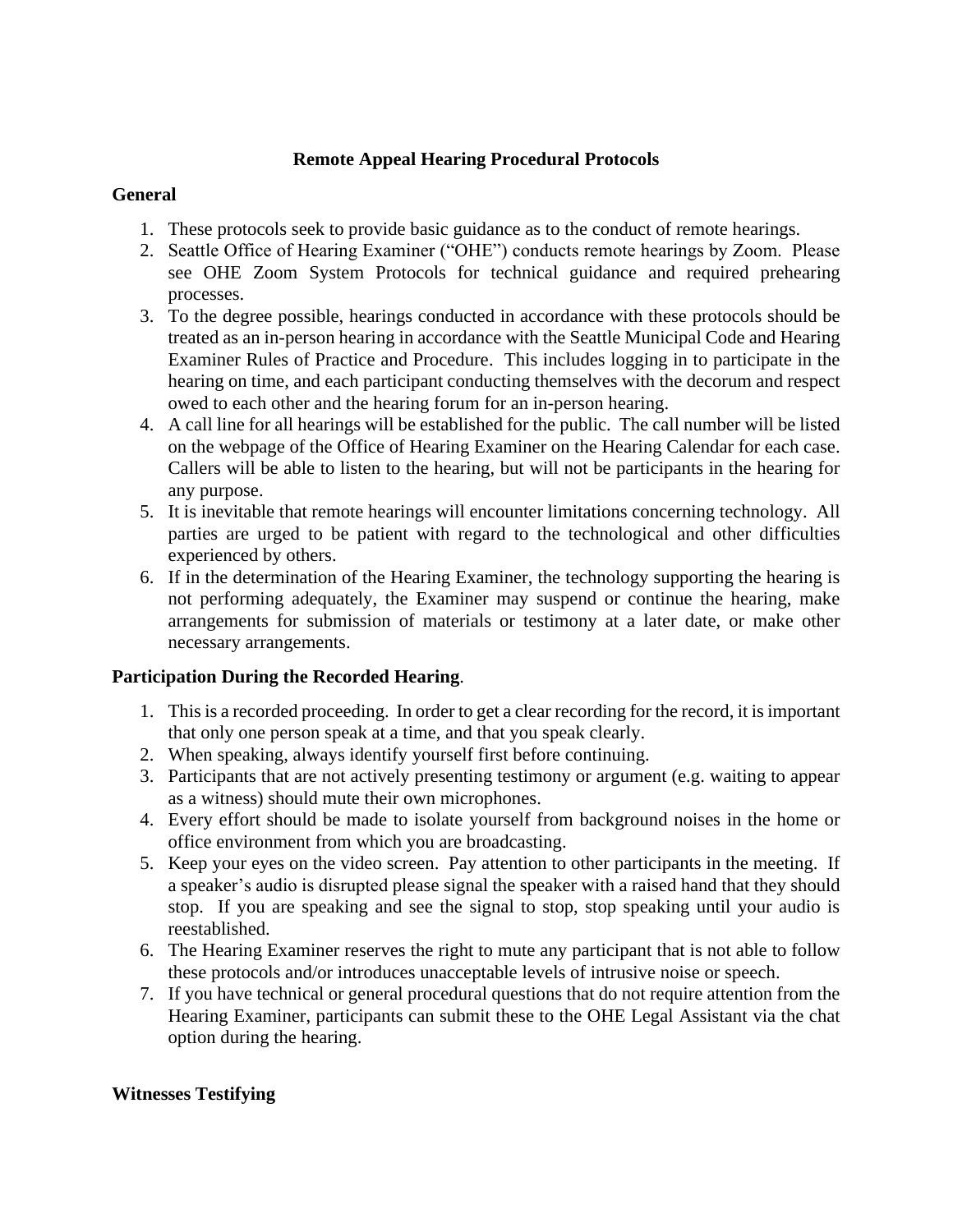# Remote Appeal Hearing Procedural Protocols

## General

1. These protocols seek to provide basic guidance as to the conduct of remote hearings.
2. Seattle Office of Hearing Examiner ("OHE") conducts remote hearings by Zoom. Please see OHE Zoom System Protocols for technical guidance and required prehearing processes.
3. To the degree possible, hearings conducted in accordance with these protocols should be treated as an in-person hearing in accordance with the Seattle Municipal Code and Hearing Examiner Rules of Practice and Procedure. This includes logging in to participate in the hearing on time, and each participant conducting themselves with the decorum and respect owed to each other and the hearing forum for an in-person hearing.
4. A call line for all hearings will be established for the public. The call number will be listed on the webpage of the Office of Hearing Examiner on the Hearing Calendar for each case. Callers will be able to listen to the hearing, but will not be participants in the hearing for any purpose.
5. It is inevitable that remote hearings will encounter limitations concerning technology. All parties are urged to be patient with regard to the technological and other difficulties experienced by others.
6. If in the determination of the Hearing Examiner, the technology supporting the hearing is not performing adequately, the Examiner may suspend or continue the hearing, make arrangements for submission of materials or testimony at a later date, or make other necessary arrangements.

## Participation During the Recorded Hearing.

1. This is a recorded proceeding. In order to get a clear recording for the record, it is important that only one person speak at a time, and that you speak clearly.
2. When speaking, always identify yourself first before continuing.
3. Participants that are not actively presenting testimony or argument (e.g. waiting to appear as a witness) should mute their own microphones.
4. Every effort should be made to isolate yourself from background noises in the home or office environment from which you are broadcasting.
5. Keep your eyes on the video screen. Pay attention to other participants in the meeting. If a speaker's audio is disrupted please signal the speaker with a raised hand that they should stop. If you are speaking and see the signal to stop, stop speaking until your audio is reestablished.
6. The Hearing Examiner reserves the right to mute any participant that is not able to follow these protocols and/or introduces unacceptable levels of intrusive noise or speech.
7. If you have technical or general procedural questions that do not require attention from the Hearing Examiner, participants can submit these to the OHE Legal Assistant via the chat option during the hearing.

## Witnesses Testifying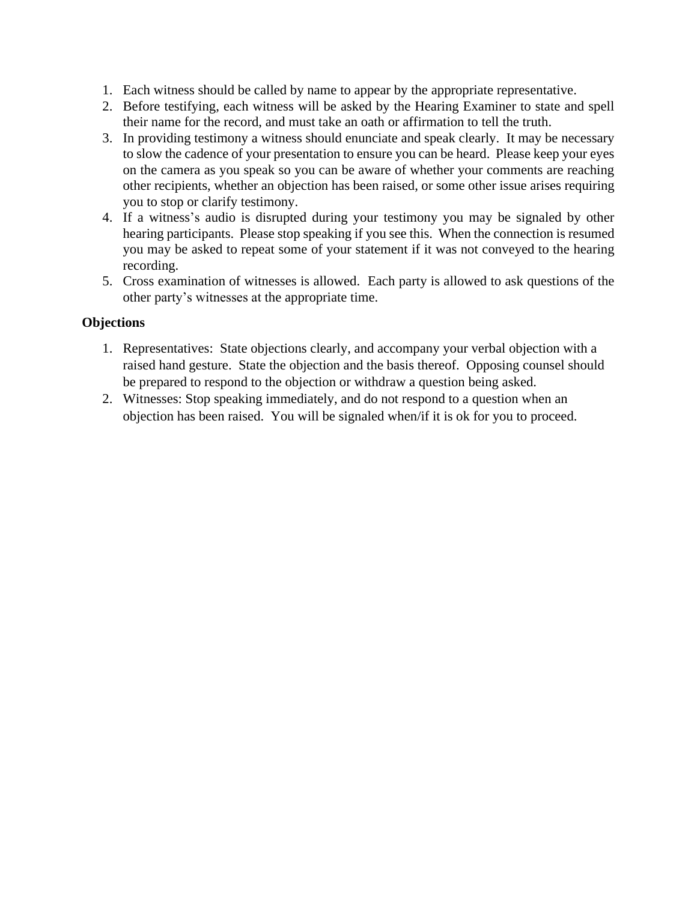1. Each witness should be called by name to appear by the appropriate representative.
2. Before testifying, each witness will be asked by the Hearing Examiner to state and spell their name for the record, and must take an oath or affirmation to tell the truth.
3. In providing testimony a witness should enunciate and speak clearly. It may be necessary to slow the cadence of your presentation to ensure you can be heard. Please keep your eyes on the camera as you speak so you can be aware of whether your comments are reaching other recipients, whether an objection has been raised, or some other issue arises requiring you to stop or clarify testimony.
4. If a witness's audio is disrupted during your testimony you may be signaled by other hearing participants. Please stop speaking if you see this. When the connection is resumed you may be asked to repeat some of your statement if it was not conveyed to the hearing recording.
5. Cross examination of witnesses is allowed. Each party is allowed to ask questions of the other party's witnesses at the appropriate time.

**Objections**

1. Representatives: State objections clearly, and accompany your verbal objection with a raised hand gesture. State the objection and the basis thereof. Opposing counsel should be prepared to respond to the objection or withdraw a question being asked.
2. Witnesses: Stop speaking immediately, and do not respond to a question when an objection has been raised. You will be signaled when/if it is ok for you to proceed.